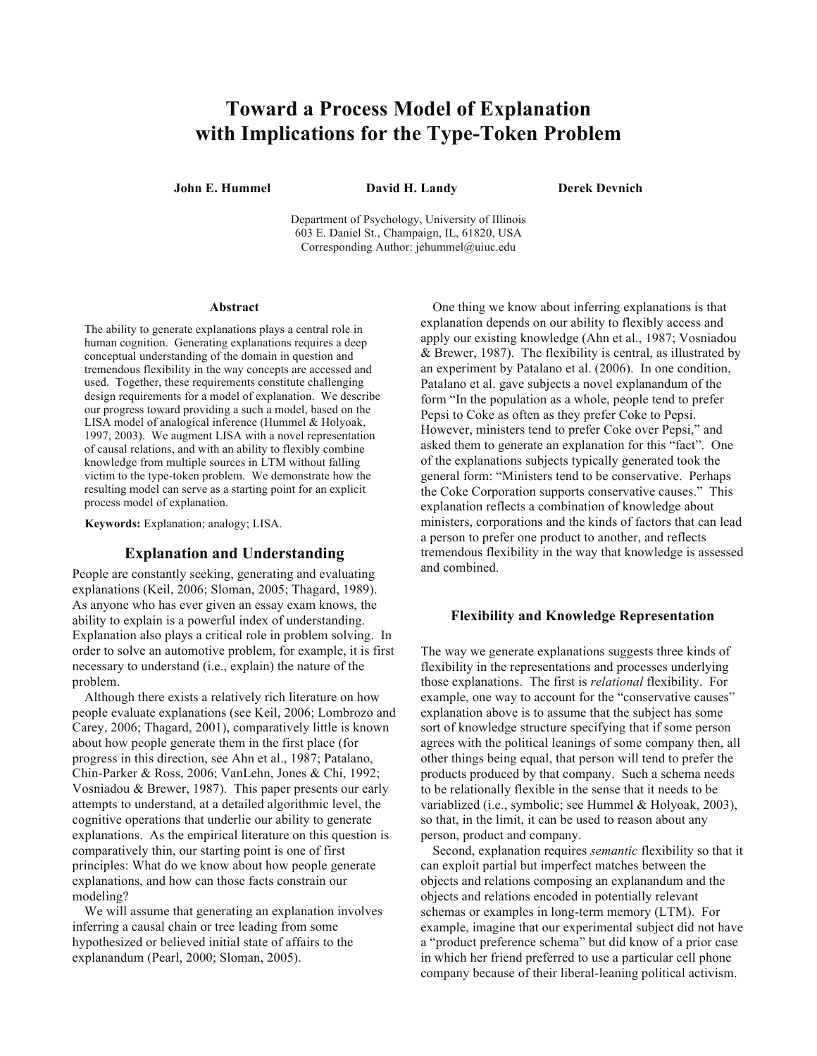# Toward a Process Model of Explanation with Implications for the Type-Token Problem

**John E. Hummel** **David H. Landy** **Derek Devnich**

Department of Psychology, University of Illinois
603 E. Daniel St., Champaign, IL, 61820, USA
Corresponding Author: jehummel@uiuc.edu

## Abstract

The ability to generate explanations plays a central role in human cognition. Generating explanations requires a deep conceptual understanding of the domain in question and tremendous flexibility in the way concepts are accessed and used. Together, these requirements constitute challenging design requirements for a model of explanation. We describe our progress toward providing a such a model, based on the LISA model of analogical inference (Hummel & Holyoak, 1997, 2003). We augment LISA with a novel representation of causal relations, and with an ability to flexibly combine knowledge from multiple sources in LTM without falling victim to the type-token problem. We demonstrate how the resulting model can serve as a starting point for an explicit process model of explanation.

**Keywords:** Explanation; analogy; LISA.

## Explanation and Understanding

People are constantly seeking, generating and evaluating explanations (Keil, 2006; Sloman, 2005; Thagard, 1989). As anyone who has ever given an essay exam knows, the ability to explain is a powerful index of understanding. Explanation also plays a critical role in problem solving. In order to solve an automotive problem, for example, it is first necessary to understand (i.e., explain) the nature of the problem.

Although there exists a relatively rich literature on how people evaluate explanations (see Keil, 2006; Lombrozo and Carey, 2006; Thagard, 2001), comparatively little is known about how people generate them in the first place (for progress in this direction, see Ahn et al., 1987; Patalano, Chin-Parker & Ross, 2006; VanLehn, Jones & Chi, 1992; Vosniadou & Brewer, 1987). This paper presents our early attempts to understand, at a detailed algorithmic level, the cognitive operations that underlie our ability to generate explanations. As the empirical literature on this question is comparatively thin, our starting point is one of first principles: What do we know about how people generate explanations, and how can those facts constrain our modeling?

We will assume that generating an explanation involves inferring a causal chain or tree leading from some hypothesized or believed initial state of affairs to the explanandum (Pearl, 2000; Sloman, 2005).

One thing we know about inferring explanations is that explanation depends on our ability to flexibly access and apply our existing knowledge (Ahn et al., 1987; Vosniadou & Brewer, 1987). The flexibility is central, as illustrated by an experiment by Patalano et al. (2006). In one condition, Patalano et al. gave subjects a novel explanandum of the form "In the population as a whole, people tend to prefer Pepsi to Coke as often as they prefer Coke to Pepsi. However, ministers tend to prefer Coke over Pepsi," and asked them to generate an explanation for this "fact". One of the explanations subjects typically generated took the general form: "Ministers tend to be conservative. Perhaps the Coke Corporation supports conservative causes." This explanation reflects a combination of knowledge about ministers, corporations and the kinds of factors that can lead a person to prefer one product to another, and reflects tremendous flexibility in the way that knowledge is assessed and combined.

### Flexibility and Knowledge Representation

The way we generate explanations suggests three kinds of flexibility in the representations and processes underlying those explanations. The first is *relational* flexibility. For example, one way to account for the "conservative causes" explanation above is to assume that the subject has some sort of knowledge structure specifying that if some person agrees with the political leanings of some company then, all other things being equal, that person will tend to prefer the products produced by that company. Such a schema needs to be relationally flexible in the sense that it needs to be variablized (i.e., symbolic; see Hummel & Holyoak, 2003), so that, in the limit, it can be used to reason about any person, product and company.

Second, explanation requires *semantic* flexibility so that it can exploit partial but imperfect matches between the objects and relations composing an explanandum and the objects and relations encoded in potentially relevant schemas or examples in long-term memory (LTM). For example, imagine that our experimental subject did not have a "product preference schema" but did know of a prior case in which her friend preferred to use a particular cell phone company because of their liberal-leaning political activism.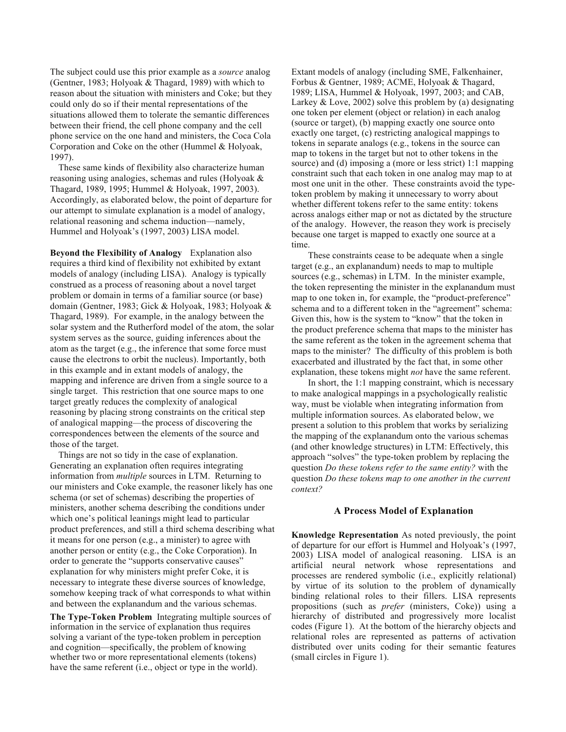The subject could use this prior example as a *source* analog (Gentner, 1983; Holyoak & Thagard, 1989) with which to reason about the situation with ministers and Coke; but they could only do so if their mental representations of the situations allowed them to tolerate the semantic differences between their friend, the cell phone company and the cell phone service on the one hand and ministers, the Coca Cola Corporation and Coke on the other (Hummel & Holyoak, 1997).

These same kinds of flexibility also characterize human reasoning using analogies, schemas and rules (Holyoak & Thagard, 1989, 1995; Hummel & Holyoak, 1997, 2003). Accordingly, as elaborated below, the point of departure for our attempt to simulate explanation is a model of analogy, relational reasoning and schema induction—namely, Hummel and Holyoak's (1997, 2003) LISA model.

**Beyond the Flexibility of Analogy** Explanation also requires a third kind of flexibility not exhibited by extant models of analogy (including LISA). Analogy is typically construed as a process of reasoning about a novel target problem or domain in terms of a familiar source (or base) domain (Gentner, 1983; Gick & Holyoak, 1983; Holyoak & Thagard, 1989). For example, in the analogy between the solar system and the Rutherford model of the atom, the solar system serves as the source, guiding inferences about the atom as the target (e.g., the inference that some force must cause the electrons to orbit the nucleus). Importantly, both in this example and in extant models of analogy, the mapping and inference are driven from a single source to a single target. This restriction that one source maps to one target greatly reduces the complexity of analogical reasoning by placing strong constraints on the critical step of analogical mapping—the process of discovering the correspondences between the elements of the source and those of the target.

Things are not so tidy in the case of explanation. Generating an explanation often requires integrating information from *multiple* sources in LTM. Returning to our ministers and Coke example, the reasoner likely has one schema (or set of schemas) describing the properties of ministers, another schema describing the conditions under which one's political leanings might lead to particular product preferences, and still a third schema describing what it means for one person (e.g., a minister) to agree with another person or entity (e.g., the Coke Corporation). In order to generate the "supports conservative causes" explanation for why ministers might prefer Coke, it is necessary to integrate these diverse sources of knowledge, somehow keeping track of what corresponds to what within and between the explanandum and the various schemas.

**The Type-Token Problem** Integrating multiple sources of information in the service of explanation thus requires solving a variant of the type-token problem in perception and cognition—specifically, the problem of knowing whether two or more representational elements (tokens) have the same referent (i.e., object or type in the world). Extant models of analogy (including SME, Falkenhainer, Forbus & Gentner, 1989; ACME, Holyoak & Thagard, 1989; LISA, Hummel & Holyoak, 1997, 2003; and CAB, Larkey & Love, 2002) solve this problem by (a) designating one token per element (object or relation) in each analog (source or target), (b) mapping exactly one source onto exactly one target, (c) restricting analogical mappings to tokens in separate analogs (e.g., tokens in the source can map to tokens in the target but not to other tokens in the source) and (d) imposing a (more or less strict) 1:1 mapping constraint such that each token in one analog may map to at most one unit in the other. These constraints avoid the type-token problem by making it unnecessary to worry about whether different tokens refer to the same entity: tokens across analogs either map or not as dictated by the structure of the analogy. However, the reason they work is precisely because one target is mapped to exactly one source at a time.

These constraints cease to be adequate when a single target (e.g., an explanandum) needs to map to multiple sources (e.g., schemas) in LTM. In the minister example, the token representing the minister in the explanandum must map to one token in, for example, the "product-preference" schema and to a different token in the "agreement" schema: Given this, how is the system to "know" that the token in the product preference schema that maps to the minister has the same referent as the token in the agreement schema that maps to the minister? The difficulty of this problem is both exacerbated and illustrated by the fact that, in some other explanation, these tokens might *not* have the same referent.

In short, the 1:1 mapping constraint, which is necessary to make analogical mappings in a psychologically realistic way, must be violable when integrating information from multiple information sources. As elaborated below, we present a solution to this problem that works by serializing the mapping of the explanandum onto the various schemas (and other knowledge structures) in LTM: Effectively, this approach "solves" the type-token problem by replacing the question *Do these tokens refer to the same entity?* with the question *Do these tokens map to one another in the current context?*

## A Process Model of Explanation

**Knowledge Representation** As noted previously, the point of departure for our effort is Hummel and Holyoak's (1997, 2003) LISA model of analogical reasoning. LISA is an artificial neural network whose representations and processes are rendered symbolic (i.e., explicitly relational) by virtue of its solution to the problem of dynamically binding relational roles to their fillers. LISA represents propositions (such as *prefer* (ministers, Coke)) using a hierarchy of distributed and progressively more localist codes (Figure 1). At the bottom of the hierarchy objects and relational roles are represented as patterns of activation distributed over units coding for their semantic features (small circles in Figure 1).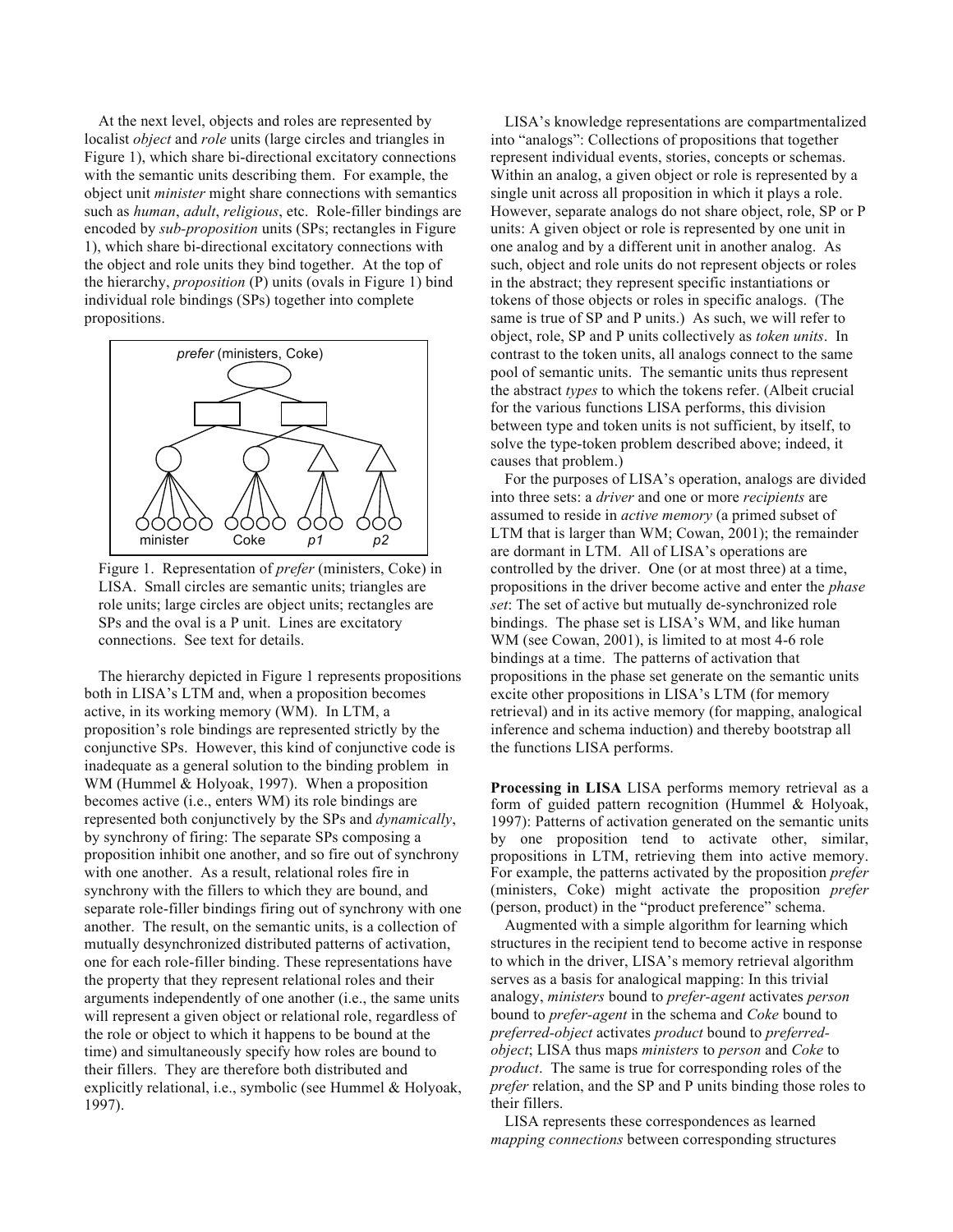At the next level, objects and roles are represented by localist *object* and *role* units (large circles and triangles in Figure 1), which share bi-directional excitatory connections with the semantic units describing them. For example, the object unit *minister* might share connections with semantics such as *human*, *adult*, *religious*, etc. Role-filler bindings are encoded by *sub-proposition* units (SPs; rectangles in Figure 1), which share bi-directional excitatory connections with the object and role units they bind together. At the top of the hierarchy, *proposition* (P) units (ovals in Figure 1) bind individual role bindings (SPs) together into complete propositions.

Figure 1. Representation of *prefer* (ministers, Coke) in LISA. Small circles are semantic units; triangles are role units; large circles are object units; rectangles are SPs and the oval is a P unit. Lines are excitatory connections. See text for details.

The hierarchy depicted in Figure 1 represents propositions both in LISA's LTM and, when a proposition becomes active, in its working memory (WM). In LTM, a proposition's role bindings are represented strictly by the conjunctive SPs. However, this kind of conjunctive code is inadequate as a general solution to the binding problem in WM (Hummel & Holyoak, 1997). When a proposition becomes active (i.e., enters WM) its role bindings are represented both conjunctively by the SPs and *dynamically*, by synchrony of firing: The separate SPs composing a proposition inhibit one another, and so fire out of synchrony with one another. As a result, relational roles fire in synchrony with the fillers to which they are bound, and separate role-filler bindings firing out of synchrony with one another. The result, on the semantic units, is a collection of mutually desynchronized distributed patterns of activation, one for each role-filler binding. These representations have the property that they represent relational roles and their arguments independently of one another (i.e., the same units will represent a given object or relational role, regardless of the role or object to which it happens to be bound at the time) and simultaneously specify how roles are bound to their fillers. They are therefore both distributed and explicitly relational, i.e., symbolic (see Hummel & Holyoak, 1997).

LISA's knowledge representations are compartmentalized into "analogs": Collections of propositions that together represent individual events, stories, concepts or schemas. Within an analog, a given object or role is represented by a single unit across all proposition in which it plays a role. However, separate analogs do not share object, role, SP or P units: A given object or role is represented by one unit in one analog and by a different unit in another analog. As such, object and role units do not represent objects or roles in the abstract; they represent specific instantiations or tokens of those objects or roles in specific analogs. (The same is true of SP and P units.) As such, we will refer to object, role, SP and P units collectively as *token units*. In contrast to the token units, all analogs connect to the same pool of semantic units. The semantic units thus represent the abstract *types* to which the tokens refer. (Albeit crucial for the various functions LISA performs, this division between type and token units is not sufficient, by itself, to solve the type-token problem described above; indeed, it causes that problem.)

For the purposes of LISA's operation, analogs are divided into three sets: a *driver* and one or more *recipients* are assumed to reside in *active memory* (a primed subset of LTM that is larger than WM; Cowan, 2001); the remainder are dormant in LTM. All of LISA's operations are controlled by the driver. One (or at most three) at a time, propositions in the driver become active and enter the *phase set*: The set of active but mutually de-synchronized role bindings. The phase set is LISA's WM, and like human WM (see Cowan, 2001), is limited to at most 4-6 role bindings at a time. The patterns of activation that propositions in the phase set generate on the semantic units excite other propositions in LISA's LTM (for memory retrieval) and in its active memory (for mapping, analogical inference and schema induction) and thereby bootstrap all the functions LISA performs.

**Processing in LISA** LISA performs memory retrieval as a form of guided pattern recognition (Hummel & Holyoak, 1997): Patterns of activation generated on the semantic units by one proposition tend to activate other, similar, propositions in LTM, retrieving them into active memory. For example, the patterns activated by the proposition *prefer* (ministers, Coke) might activate the proposition *prefer* (person, product) in the "product preference" schema.

Augmented with a simple algorithm for learning which structures in the recipient tend to become active in response to which in the driver, LISA's memory retrieval algorithm serves as a basis for analogical mapping: In this trivial analogy, *ministers* bound to *prefer-agent* activates *person* bound to *prefer-agent* in the schema and *Coke* bound to *preferred-object* activates *product* bound to *preferred-object*; LISA thus maps *ministers* to *person* and *Coke* to *product*. The same is true for corresponding roles of the *prefer* relation, and the SP and P units binding those roles to their fillers.

LISA represents these correspondences as learned *mapping connections* between corresponding structures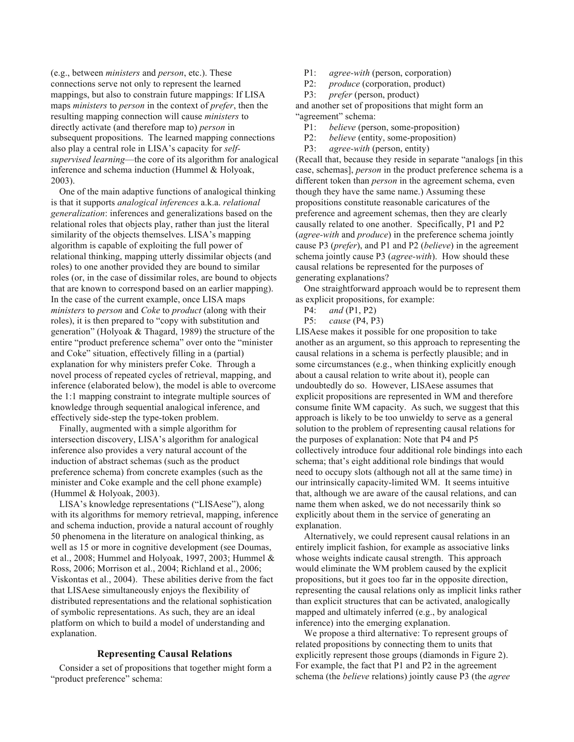(e.g., between *ministers* and *person*, etc.). These connections serve not only to represent the learned mappings, but also to constrain future mappings: If LISA maps *ministers* to *person* in the context of *prefer*, then the resulting mapping connection will cause *ministers* to directly activate (and therefore map to) *person* in subsequent propositions. The learned mapping connections also play a central role in LISA's capacity for *self-supervised learning*—the core of its algorithm for analogical inference and schema induction (Hummel & Holyoak, 2003).

One of the main adaptive functions of analogical thinking is that it supports *analogical inferences* a.k.a. *relational generalization*: inferences and generalizations based on the relational roles that objects play, rather than just the literal similarity of the objects themselves. LISA's mapping algorithm is capable of exploiting the full power of relational thinking, mapping utterly dissimilar objects (and roles) to one another provided they are bound to similar roles (or, in the case of dissimilar roles, are bound to objects that are known to correspond based on an earlier mapping). In the case of the current example, once LISA maps *ministers* to *person* and *Coke* to *product* (along with their roles), it is then prepared to "copy with substitution and generation" (Holyoak & Thagard, 1989) the structure of the entire "product preference schema" over onto the "minister and Coke" situation, effectively filling in a (partial) explanation for why ministers prefer Coke. Through a novel process of repeated cycles of retrieval, mapping, and inference (elaborated below), the model is able to overcome the 1:1 mapping constraint to integrate multiple sources of knowledge through sequential analogical inference, and effectively side-step the type-token problem.

Finally, augmented with a simple algorithm for intersection discovery, LISA's algorithm for analogical inference also provides a very natural account of the induction of abstract schemas (such as the product preference schema) from concrete examples (such as the minister and Coke example and the cell phone example) (Hummel & Holyoak, 2003).

LISA's knowledge representations ("LISAese"), along with its algorithms for memory retrieval, mapping, inference and schema induction, provide a natural account of roughly 50 phenomena in the literature on analogical thinking, as well as 15 or more in cognitive development (see Doumas, et al., 2008; Hummel and Holyoak, 1997, 2003; Hummel & Ross, 2006; Morrison et al., 2004; Richland et al., 2006; Viskontas et al., 2004). These abilities derive from the fact that LISAese simultaneously enjoys the flexibility of distributed representations and the relational sophistication of symbolic representations. As such, they are an ideal platform on which to build a model of understanding and explanation.

## Representing Causal Relations

Consider a set of propositions that together might form a "product preference" schema:

P1: *agree-with* (person, corporation)
P2: *produce* (corporation, product)
P3: *prefer* (person, product)

and another set of propositions that might form an "agreement" schema:

P1: *believe* (person, some-proposition)
P2: *believe* (entity, some-proposition)
P3: *agree-with* (person, entity)

(Recall that, because they reside in separate "analogs [in this case, schemas], *person* in the product preference schema is a different token than *person* in the agreement schema, even though they have the same name.) Assuming these propositions constitute reasonable caricatures of the preference and agreement schemas, then they are clearly causally related to one another. Specifically, P1 and P2 (*agree-with* and *produce*) in the preference schema jointly cause P3 (*prefer*), and P1 and P2 (*believe*) in the agreement schema jointly cause P3 (*agree-with*). How should these causal relations be represented for the purposes of generating explanations?

One straightforward approach would be to represent them as explicit propositions, for example:

P4: *and* (P1, P2)
P5: *cause* (P4, P3)

LISAese makes it possible for one proposition to take another as an argument, so this approach to representing the causal relations in a schema is perfectly plausible; and in some circumstances (e.g., when thinking explicitly enough about a causal relation to write about it), people can undoubtedly do so. However, LISAese assumes that explicit propositions are represented in WM and therefore consume finite WM capacity. As such, we suggest that this approach is likely to be too unwieldy to serve as a general solution to the problem of representing causal relations for the purposes of explanation: Note that P4 and P5 collectively introduce four additional role bindings into each schema; that's eight additional role bindings that would need to occupy slots (although not all at the same time) in our intrinsically capacity-limited WM. It seems intuitive that, although we are aware of the causal relations, and can name them when asked, we do not necessarily think so explicitly about them in the service of generating an explanation.

Alternatively, we could represent causal relations in an entirely implicit fashion, for example as associative links whose weights indicate causal strength. This approach would eliminate the WM problem caused by the explicit propositions, but it goes too far in the opposite direction, representing the causal relations only as implicit links rather than explicit structures that can be activated, analogically mapped and ultimately inferred (e.g., by analogical inference) into the emerging explanation.

We propose a third alternative: To represent groups of related propositions by connecting them to units that explicitly represent those groups (diamonds in Figure 2). For example, the fact that P1 and P2 in the agreement schema (the *believe* relations) jointly cause P3 (the *agree*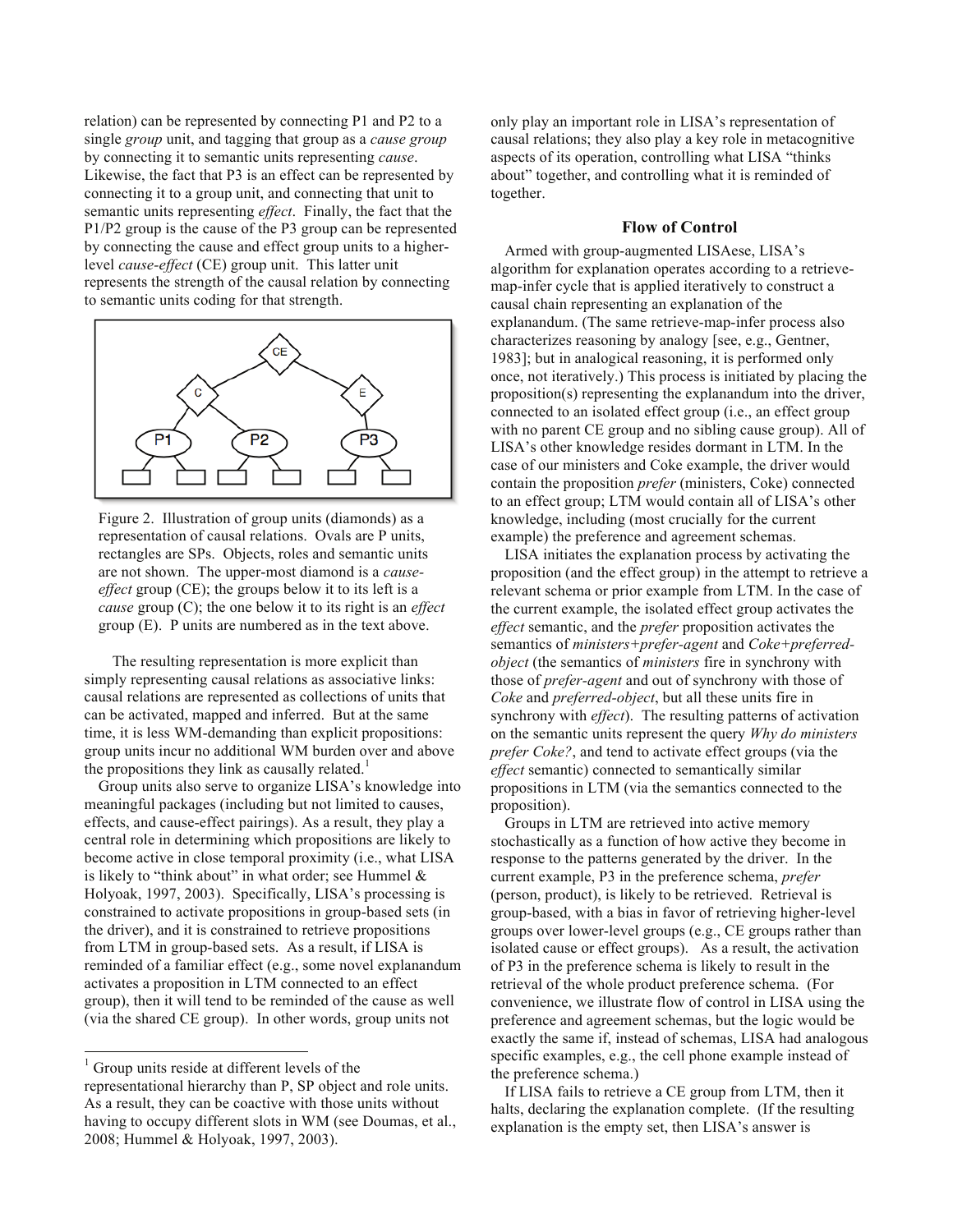relation) can be represented by connecting P1 and P2 to a single *group* unit, and tagging that group as a *cause group* by connecting it to semantic units representing *cause*. Likewise, the fact that P3 is an effect can be represented by connecting it to a group unit, and connecting that unit to semantic units representing *effect*. Finally, the fact that the P1/P2 group is the cause of the P3 group can be represented by connecting the cause and effect group units to a higher-level *cause-effect* (CE) group unit. This latter unit represents the strength of the causal relation by connecting to semantic units coding for that strength.

Figure 2. Illustration of group units (diamonds) as a representation of causal relations. Ovals are P units, rectangles are SPs. Objects, roles and semantic units are not shown. The upper-most diamond is a *cause-effect* group (CE); the groups below it to its left is a *cause* group (C); the one below it to its right is an *effect* group (E). P units are numbered as in the text above.

The resulting representation is more explicit than simply representing causal relations as associative links: causal relations are represented as collections of units that can be activated, mapped and inferred. But at the same time, it is less WM-demanding than explicit propositions: group units incur no additional WM burden over and above the propositions they link as causally related.[1]

Group units also serve to organize LISA's knowledge into meaningful packages (including but not limited to causes, effects, and cause-effect pairings). As a result, they play a central role in determining which propositions are likely to become active in close temporal proximity (i.e., what LISA is likely to "think about" in what order; see Hummel & Holyoak, 1997, 2003). Specifically, LISA's processing is constrained to activate propositions in group-based sets (in the driver), and it is constrained to retrieve propositions from LTM in group-based sets. As a result, if LISA is reminded of a familiar effect (e.g., some novel explanandum activates a proposition in LTM connected to an effect group), then it will tend to be reminded of the cause as well (via the shared CE group). In other words, group units not only play an important role in LISA's representation of causal relations; they also play a key role in metacognitive aspects of its operation, controlling what LISA "thinks about" together, and controlling what it is reminded of together.

[1] Group units reside at different levels of the representational hierarchy than P, SP object and role units. As a result, they can be coactive with those units without having to occupy different slots in WM (see Doumas, et al., 2008; Hummel & Holyoak, 1997, 2003).

## Flow of Control

Armed with group-augmented LISAese, LISA's algorithm for explanation operates according to a retrieve-map-infer cycle that is applied iteratively to construct a causal chain representing an explanation of the explanandum. (The same retrieve-map-infer process also characterizes reasoning by analogy [see, e.g., Gentner, 1983]; but in analogical reasoning, it is performed only once, not iteratively.) This process is initiated by placing the proposition(s) representing the explanandum into the driver, connected to an isolated effect group (i.e., an effect group with no parent CE group and no sibling cause group). All of LISA's other knowledge resides dormant in LTM. In the case of our ministers and Coke example, the driver would contain the proposition *prefer* (ministers, Coke) connected to an effect group; LTM would contain all of LISA's other knowledge, including (most crucially for the current example) the preference and agreement schemas.

LISA initiates the explanation process by activating the proposition (and the effect group) in the attempt to retrieve a relevant schema or prior example from LTM. In the case of the current example, the isolated effect group activates the *effect* semantic, and the *prefer* proposition activates the semantics of *ministers+prefer-agent* and *Coke+preferred-object* (the semantics of *ministers* fire in synchrony with those of *prefer-agent* and out of synchrony with those of *Coke* and *preferred-object*, but all these units fire in synchrony with *effect*). The resulting patterns of activation on the semantic units represent the query *Why do ministers prefer Coke?*, and tend to activate effect groups (via the *effect* semantic) connected to semantically similar propositions in LTM (via the semantics connected to the proposition).

Groups in LTM are retrieved into active memory stochastically as a function of how active they become in response to the patterns generated by the driver. In the current example, P3 in the preference schema, *prefer* (person, product), is likely to be retrieved. Retrieval is group-based, with a bias in favor of retrieving higher-level groups over lower-level groups (e.g., CE groups rather than isolated cause or effect groups). As a result, the activation of P3 in the preference schema is likely to result in the retrieval of the whole product preference schema. (For convenience, we illustrate flow of control in LISA using the preference and agreement schemas, but the logic would be exactly the same if, instead of schemas, LISA had analogous specific examples, e.g., the cell phone example instead of the preference schema.)

If LISA fails to retrieve a CE group from LTM, then it halts, declaring the explanation complete. (If the resulting explanation is the empty set, then LISA's answer is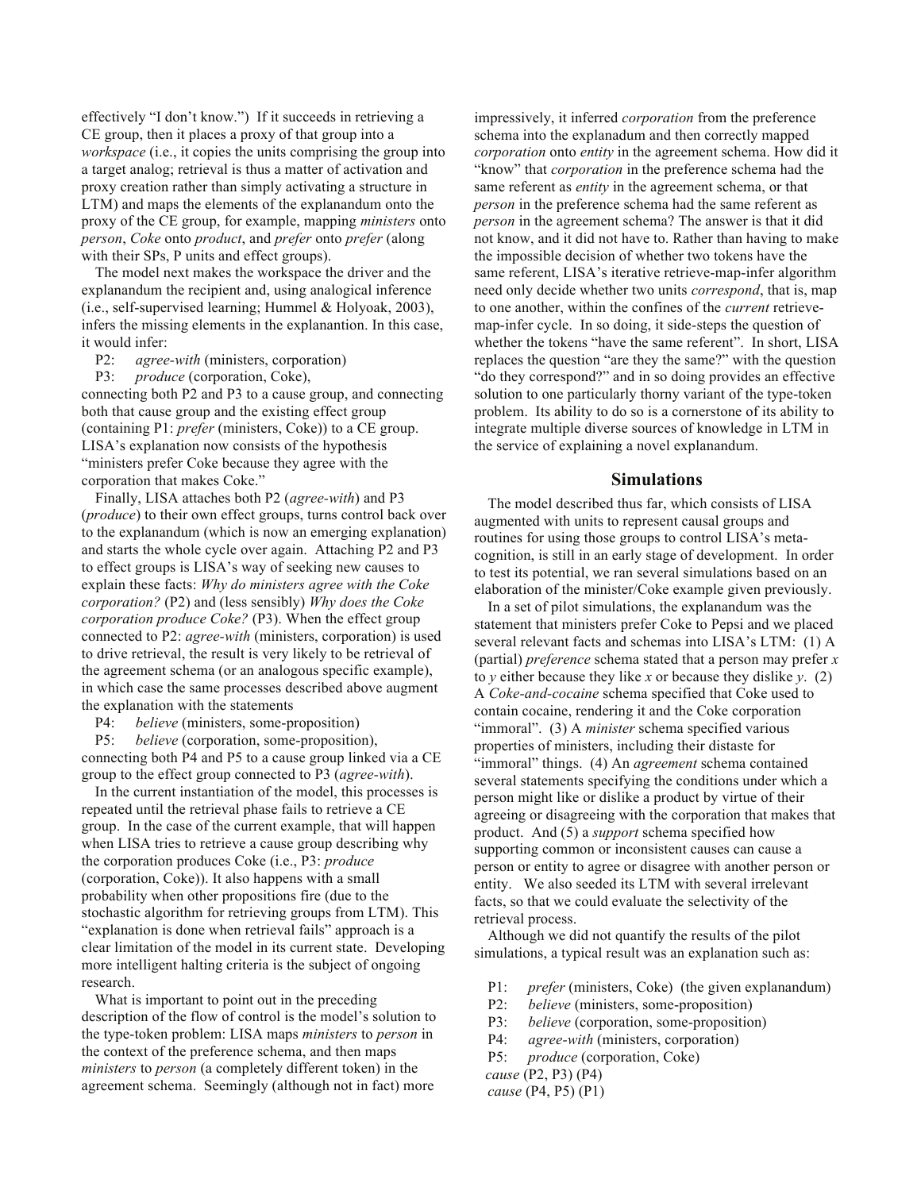effectively "I don't know.") If it succeeds in retrieving a CE group, then it places a proxy of that group into a *workspace* (i.e., it copies the units comprising the group into a target analog; retrieval is thus a matter of activation and proxy creation rather than simply activating a structure in LTM) and maps the elements of the explanandum onto the proxy of the CE group, for example, mapping *ministers* onto *person*, *Coke* onto *product*, and *prefer* onto *prefer* (along with their SPs, P units and effect groups).

The model next makes the workspace the driver and the explanandum the recipient and, using analogical inference (i.e., self-supervised learning; Hummel & Holyoak, 2003), infers the missing elements in the explanantion. In this case, it would infer:

P2: *agree-with* (ministers, corporation)
P3: *produce* (corporation, Coke),

connecting both P2 and P3 to a cause group, and connecting both that cause group and the existing effect group (containing P1: *prefer* (ministers, Coke)) to a CE group. LISA's explanation now consists of the hypothesis "ministers prefer Coke because they agree with the corporation that makes Coke."

Finally, LISA attaches both P2 (*agree-with*) and P3 (*produce*) to their own effect groups, turns control back over to the explanandum (which is now an emerging explanation) and starts the whole cycle over again. Attaching P2 and P3 to effect groups is LISA's way of seeking new causes to explain these facts: *Why do ministers agree with the Coke corporation?* (P2) and (less sensibly) *Why does the Coke corporation produce Coke?* (P3). When the effect group connected to P2: *agree-with* (ministers, corporation) is used to drive retrieval, the result is very likely to be retrieval of the agreement schema (or an analogous specific example), in which case the same processes described above augment the explanation with the statements

P4: *believe* (ministers, some-proposition)
P5: *believe* (corporation, some-proposition),

connecting both P4 and P5 to a cause group linked via a CE group to the effect group connected to P3 (*agree-with*).

In the current instantiation of the model, this processes is repeated until the retrieval phase fails to retrieve a CE group. In the case of the current example, that will happen when LISA tries to retrieve a cause group describing why the corporation produces Coke (i.e., P3: *produce* (corporation, Coke)). It also happens with a small probability when other propositions fire (due to the stochastic algorithm for retrieving groups from LTM). This "explanation is done when retrieval fails" approach is a clear limitation of the model in its current state. Developing more intelligent halting criteria is the subject of ongoing research.

What is important to point out in the preceding description of the flow of control is the model's solution to the type-token problem: LISA maps *ministers* to *person* in the context of the preference schema, and then maps *ministers* to *person* (a completely different token) in the agreement schema. Seemingly (although not in fact) more impressively, it inferred *corporation* from the preference schema into the explanadum and then correctly mapped *corporation* onto *entity* in the agreement schema. How did it "know" that *corporation* in the preference schema had the same referent as *entity* in the agreement schema, or that *person* in the preference schema had the same referent as *person* in the agreement schema? The answer is that it did not know, and it did not have to. Rather than having to make the impossible decision of whether two tokens have the same referent, LISA's iterative retrieve-map-infer algorithm need only decide whether two units *correspond*, that is, map to one another, within the confines of the *current* retrieve-map-infer cycle. In so doing, it side-steps the question of whether the tokens "have the same referent". In short, LISA replaces the question "are they the same?" with the question "do they correspond?" and in so doing provides an effective solution to one particularly thorny variant of the type-token problem. Its ability to do so is a cornerstone of its ability to integrate multiple diverse sources of knowledge in LTM in the service of explaining a novel explanandum.

## Simulations

The model described thus far, which consists of LISA augmented with units to represent causal groups and routines for using those groups to control LISA's meta-cognition, is still in an early stage of development. In order to test its potential, we ran several simulations based on an elaboration of the minister/Coke example given previously.

In a set of pilot simulations, the explanandum was the statement that ministers prefer Coke to Pepsi and we placed several relevant facts and schemas into LISA's LTM: (1) A (partial) *preference* schema stated that a person may prefer *x* to *y* either because they like *x* or because they dislike *y*. (2) A *Coke-and-cocaine* schema specified that Coke used to contain cocaine, rendering it and the Coke corporation "immoral". (3) A *minister* schema specified various properties of ministers, including their distaste for "immoral" things. (4) An *agreement* schema contained several statements specifying the conditions under which a person might like or dislike a product by virtue of their agreeing or disagreeing with the corporation that makes that product. And (5) a *support* schema specified how supporting common or inconsistent causes can cause a person or entity to agree or disagree with another person or entity. We also seeded its LTM with several irrelevant facts, so that we could evaluate the selectivity of the retrieval process.

Although we did not quantify the results of the pilot simulations, a typical result was an explanation such as:

P1: *prefer* (ministers, Coke) (the given explanandum)
P2: *believe* (ministers, some-proposition)
P3: *believe* (corporation, some-proposition)
P4: *agree-with* (ministers, corporation)
P5: *produce* (corporation, Coke)
*cause* (P2, P3) (P4)
*cause* (P4, P5) (P1)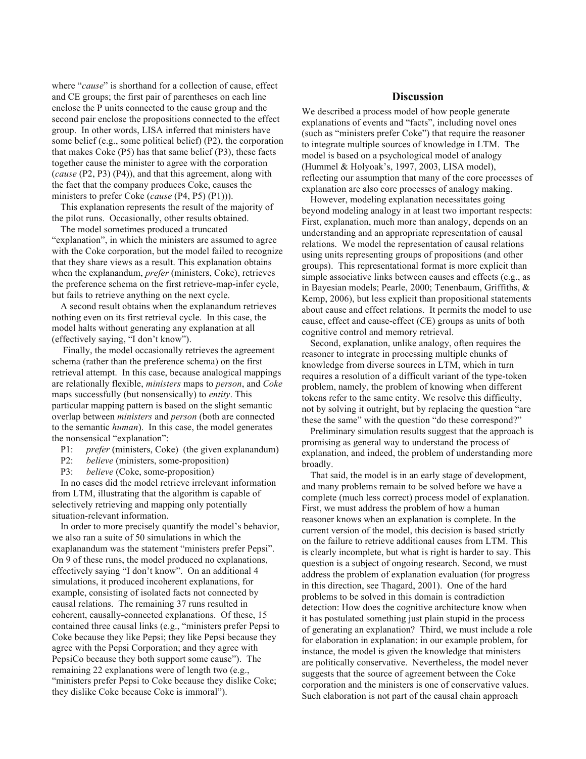where "*cause*" is shorthand for a collection of cause, effect and CE groups; the first pair of parentheses on each line enclose the P units connected to the cause group and the second pair enclose the propositions connected to the effect group. In other words, LISA inferred that ministers have some belief (e.g., some political belief) (P2), the corporation that makes Coke (P5) has that same belief (P3), these facts together cause the minister to agree with the corporation (*cause* (P2, P3) (P4)), and that this agreement, along with the fact that the company produces Coke, causes the ministers to prefer Coke (*cause* (P4, P5) (P1))).

This explanation represents the result of the majority of the pilot runs. Occasionally, other results obtained.

The model sometimes produced a truncated "explanation", in which the ministers are assumed to agree with the Coke corporation, but the model failed to recognize that they share views as a result. This explanation obtains when the explanandum, *prefer* (ministers, Coke), retrieves the preference schema on the first retrieve-map-infer cycle, but fails to retrieve anything on the next cycle.

A second result obtains when the explanandum retrieves nothing even on its first retrieval cycle. In this case, the model halts without generating any explanation at all (effectively saying, "I don't know").

Finally, the model occasionally retrieves the agreement schema (rather than the preference schema) on the first retrieval attempt. In this case, because analogical mappings are relationally flexible, *ministers* maps to *person*, and *Coke* maps successfully (but nonsensically) to *entity*. This particular mapping pattern is based on the slight semantic overlap between *ministers* and *person* (both are connected to the semantic *human*). In this case, the model generates the nonsensical "explanation":

P1: *prefer* (ministers, Coke) (the given explanandum)
P2: *believe* (ministers, some-proposition)
P3: *believe* (Coke, some-proposition)

In no cases did the model retrieve irrelevant information from LTM, illustrating that the algorithm is capable of selectively retrieving and mapping only potentially situation-relevant information.

In order to more precisely quantify the model's behavior, we also ran a suite of 50 simulations in which the exaplanandum was the statement "ministers prefer Pepsi". On 9 of these runs, the model produced no explanations, effectively saying "I don't know". On an additional 4 simulations, it produced incoherent explanations, for example, consisting of isolated facts not connected by causal relations. The remaining 37 runs resulted in coherent, causally-connected explanations. Of these, 15 contained three causal links (e.g., "ministers prefer Pepsi to Coke because they like Pepsi; they like Pepsi because they agree with the Pepsi Corporation; and they agree with PepsiCo because they both support some cause"). The remaining 22 explanations were of length two (e.g., "ministers prefer Pepsi to Coke because they dislike Coke; they dislike Coke because Coke is immoral").

## Discussion

We described a process model of how people generate explanations of events and "facts", including novel ones (such as "ministers prefer Coke") that require the reasoner to integrate multiple sources of knowledge in LTM. The model is based on a psychological model of analogy (Hummel & Holyoak's, 1997, 2003, LISA model), reflecting our assumption that many of the core processes of explanation are also core processes of analogy making.

However, modeling explanation necessitates going beyond modeling analogy in at least two important respects: First, explanation, much more than analogy, depends on an understanding and an appropriate representation of causal relations. We model the representation of causal relations using units representing groups of propositions (and other groups). This representational format is more explicit than simple associative links between causes and effects (e.g., as in Bayesian models; Pearle, 2000; Tenenbaum, Griffiths, & Kemp, 2006), but less explicit than propositional statements about cause and effect relations. It permits the model to use cause, effect and cause-effect (CE) groups as units of both cognitive control and memory retrieval.

Second, explanation, unlike analogy, often requires the reasoner to integrate in processing multiple chunks of knowledge from diverse sources in LTM, which in turn requires a resolution of a difficult variant of the type-token problem, namely, the problem of knowing when different tokens refer to the same entity. We resolve this difficulty, not by solving it outright, but by replacing the question "are these the same" with the question "do these correspond?"

Preliminary simulation results suggest that the approach is promising as general way to understand the process of explanation, and indeed, the problem of understanding more broadly.

That said, the model is in an early stage of development, and many problems remain to be solved before we have a complete (much less correct) process model of explanation. First, we must address the problem of how a human reasoner knows when an explanation is complete. In the current version of the model, this decision is based strictly on the failure to retrieve additional causes from LTM. This is clearly incomplete, but what is right is harder to say. This question is a subject of ongoing research. Second, we must address the problem of explanation evaluation (for progress in this direction, see Thagard, 2001). One of the hard problems to be solved in this domain is contradiction detection: How does the cognitive architecture know when it has postulated something just plain stupid in the process of generating an explanation? Third, we must include a role for elaboration in explanation: in our example problem, for instance, the model is given the knowledge that ministers are politically conservative. Nevertheless, the model never suggests that the source of agreement between the Coke corporation and the ministers is one of conservative values. Such elaboration is not part of the causal chain approach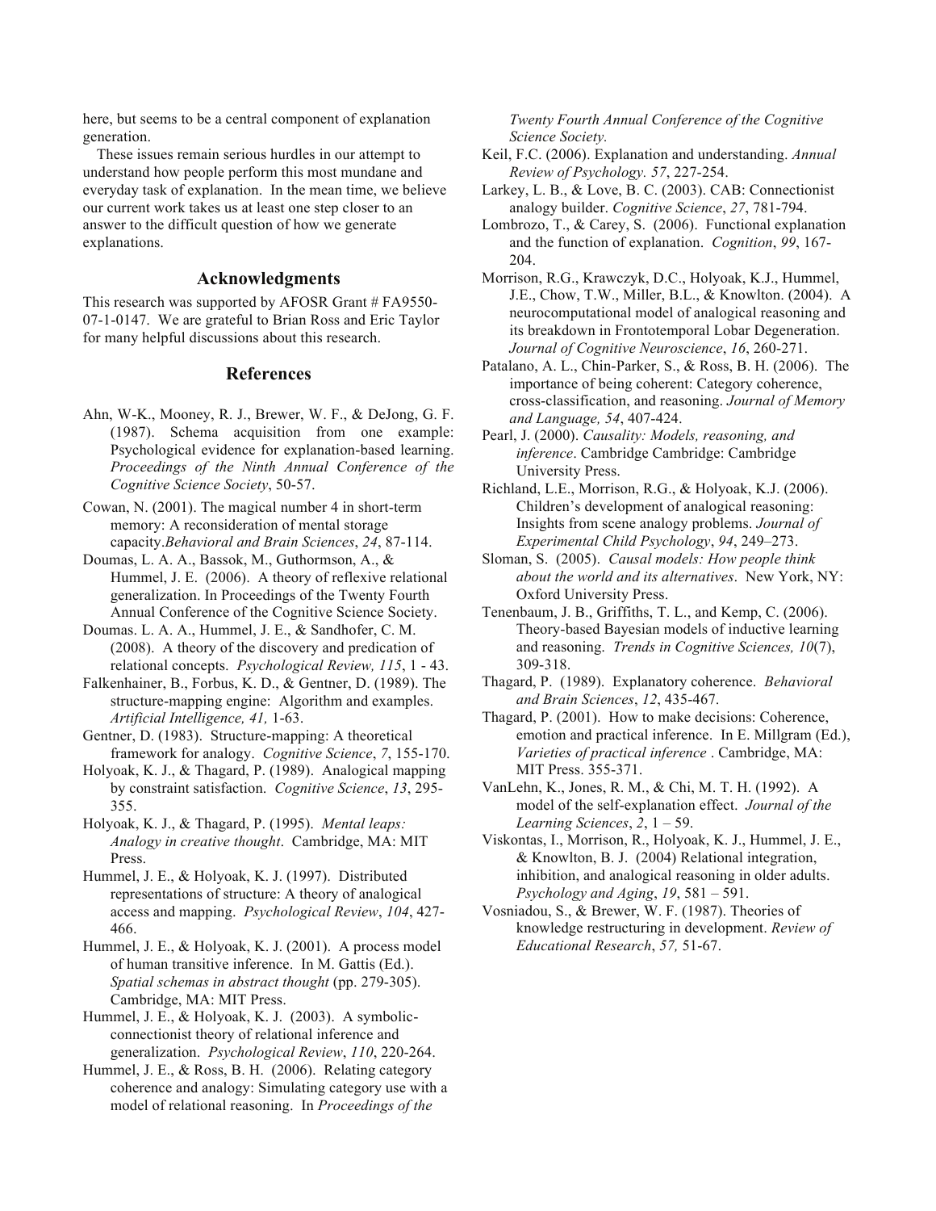here, but seems to be a central component of explanation generation.

These issues remain serious hurdles in our attempt to understand how people perform this most mundane and everyday task of explanation. In the mean time, we believe our current work takes us at least one step closer to an answer to the difficult question of how we generate explanations.

## Acknowledgments

This research was supported by AFOSR Grant # FA9550-07-1-0147. We are grateful to Brian Ross and Eric Taylor for many helpful discussions about this research.

## References

Ahn, W-K., Mooney, R. J., Brewer, W. F., & DeJong, G. F. (1987). Schema acquisition from one example: Psychological evidence for explanation-based learning. *Proceedings of the Ninth Annual Conference of the Cognitive Science Society*, 50-57.

Cowan, N. (2001). The magical number 4 in short-term memory: A reconsideration of mental storage capacity.*Behavioral and Brain Sciences*, *24*, 87-114.

Doumas, L. A. A., Bassok, M., Guthormson, A., & Hummel, J. E. (2006). A theory of reflexive relational generalization. In Proceedings of the Twenty Fourth Annual Conference of the Cognitive Science Society.

Doumas. L. A. A., Hummel, J. E., & Sandhofer, C. M. (2008). A theory of the discovery and predication of relational concepts. *Psychological Review, 115*, 1 - 43.

Falkenhainer, B., Forbus, K. D., & Gentner, D. (1989). The structure-mapping engine: Algorithm and examples. *Artificial Intelligence, 41,* 1-63.

Gentner, D. (1983). Structure-mapping: A theoretical framework for analogy. *Cognitive Science*, *7*, 155-170.

Holyoak, K. J., & Thagard, P. (1989). Analogical mapping by constraint satisfaction. *Cognitive Science*, *13*, 295-355.

Holyoak, K. J., & Thagard, P. (1995). *Mental leaps: Analogy in creative thought*. Cambridge, MA: MIT Press.

Hummel, J. E., & Holyoak, K. J. (1997). Distributed representations of structure: A theory of analogical access and mapping. *Psychological Review*, *104*, 427-466.

Hummel, J. E., & Holyoak, K. J. (2001). A process model of human transitive inference. In M. Gattis (Ed.). *Spatial schemas in abstract thought* (pp. 279-305). Cambridge, MA: MIT Press.

Hummel, J. E., & Holyoak, K. J. (2003). A symbolic-connectionist theory of relational inference and generalization. *Psychological Review*, *110*, 220-264.

Hummel, J. E., & Ross, B. H. (2006). Relating category coherence and analogy: Simulating category use with a model of relational reasoning. In *Proceedings of the Twenty Fourth Annual Conference of the Cognitive Science Society.*

Keil, F.C. (2006). Explanation and understanding. *Annual Review of Psychology. 57*, 227-254.

Larkey, L. B., & Love, B. C. (2003). CAB: Connectionist analogy builder. *Cognitive Science*, *27*, 781-794.

Lombrozo, T., & Carey, S. (2006). Functional explanation and the function of explanation. *Cognition*, *99*, 167-204.

Morrison, R.G., Krawczyk, D.C., Holyoak, K.J., Hummel, J.E., Chow, T.W., Miller, B.L., & Knowlton. (2004). A neurocomputational model of analogical reasoning and its breakdown in Frontotemporal Lobar Degeneration. *Journal of Cognitive Neuroscience*, *16*, 260-271.

Patalano, A. L., Chin-Parker, S., & Ross, B. H. (2006). The importance of being coherent: Category coherence, cross-classification, and reasoning. *Journal of Memory and Language, 54*, 407-424.

Pearl, J. (2000). *Causality: Models, reasoning, and inference*. Cambridge Cambridge: Cambridge University Press.

Richland, L.E., Morrison, R.G., & Holyoak, K.J. (2006). Children's development of analogical reasoning: Insights from scene analogy problems. *Journal of Experimental Child Psychology*, *94*, 249–273.

Sloman, S. (2005). *Causal models: How people think about the world and its alternatives*. New York, NY: Oxford University Press.

Tenenbaum, J. B., Griffiths, T. L., and Kemp, C. (2006). Theory-based Bayesian models of inductive learning and reasoning. *Trends in Cognitive Sciences, 10*(7), 309-318.

Thagard, P. (1989). Explanatory coherence. *Behavioral and Brain Sciences*, *12*, 435-467.

Thagard, P. (2001). How to make decisions: Coherence, emotion and practical inference. In E. Millgram (Ed.), *Varieties of practical inference* . Cambridge, MA: MIT Press. 355-371.

VanLehn, K., Jones, R. M., & Chi, M. T. H. (1992). A model of the self-explanation effect. *Journal of the Learning Sciences*, *2*, 1 – 59.

Viskontas, I., Morrison, R., Holyoak, K. J., Hummel, J. E., & Knowlton, B. J. (2004) Relational integration, inhibition, and analogical reasoning in older adults. *Psychology and Aging*, *19*, 581 – 591.

Vosniadou, S., & Brewer, W. F. (1987). Theories of knowledge restructuring in development. *Review of Educational Research*, *57,* 51-67.